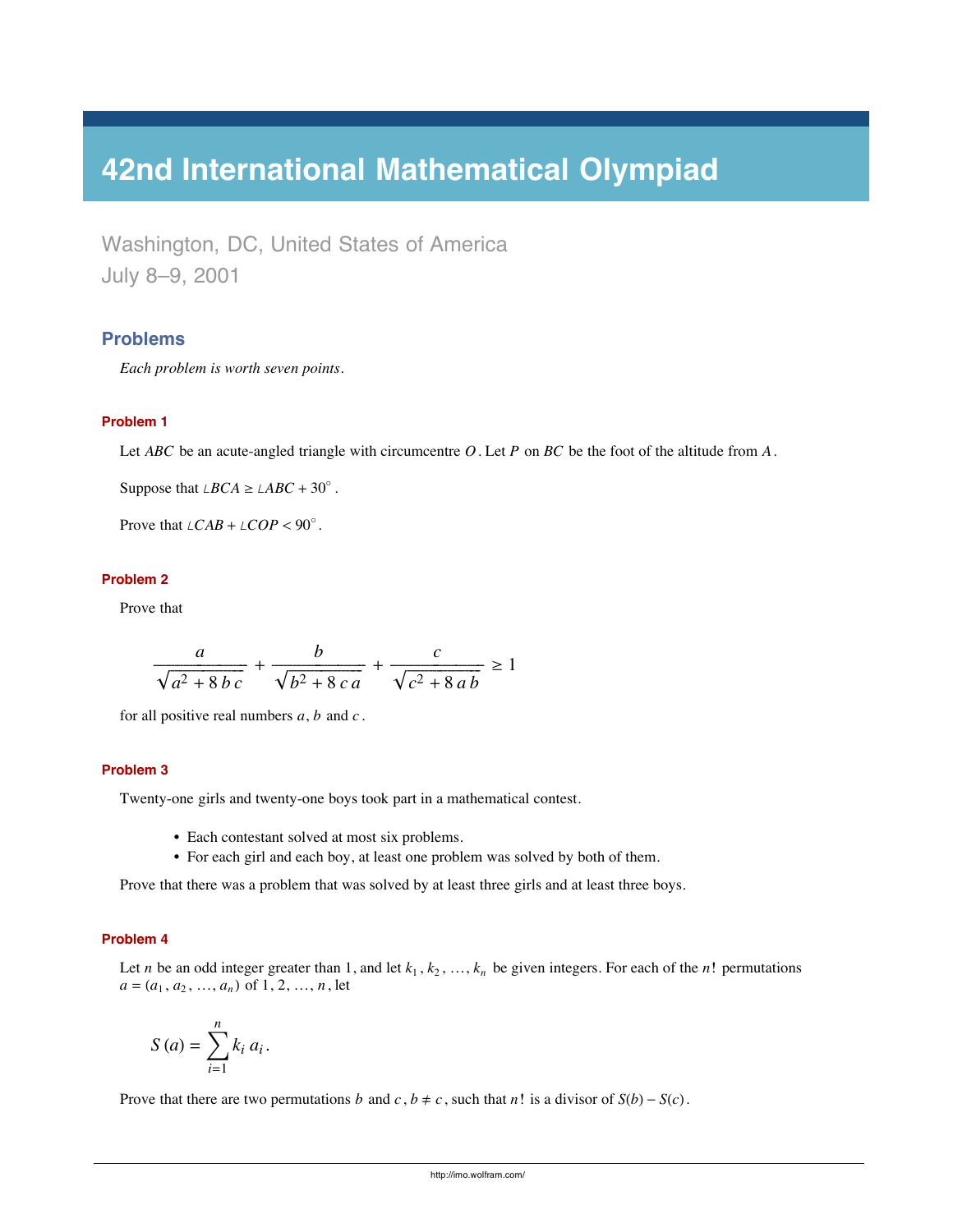# 42nd International Mathematical Olympiad

Washington, DC, United States of America
July 8–9, 2001

## Problems

*Each problem is worth seven points.*

### Problem 1

Let $ABC$ be an acute-angled triangle with circumcentre $O$. Let $P$ on $BC$ be the foot of the altitude from $A$.

Suppose that $\angle BCA \geq \angle ABC + 30^\circ$.

Prove that $\angle CAB + \angle COP < 90^\circ$.

### Problem 2

Prove that

$$\frac{a}{\sqrt{a^2 + 8\,b\,c}} + \frac{b}{\sqrt{b^2 + 8\,c\,a}} + \frac{c}{\sqrt{c^2 + 8\,a\,b}} \geq 1$$

for all positive real numbers $a$, $b$ and $c$.

### Problem 3

Twenty-one girls and twenty-one boys took part in a mathematical contest.

- Each contestant solved at most six problems.
- For each girl and each boy, at least one problem was solved by both of them.

Prove that there was a problem that was solved by at least three girls and at least three boys.

### Problem 4

Let $n$ be an odd integer greater than 1, and let $k_1, k_2, \ldots, k_n$ be given integers. For each of the $n!$ permutations $a = (a_1, a_2, \ldots, a_n)$ of $1, 2, \ldots, n$, let

$$S(a) = \sum_{i=1}^{n} k_i\, a_i.$$

Prove that there are two permutations $b$ and $c$, $b \neq c$, such that $n!$ is a divisor of $S(b) - S(c)$.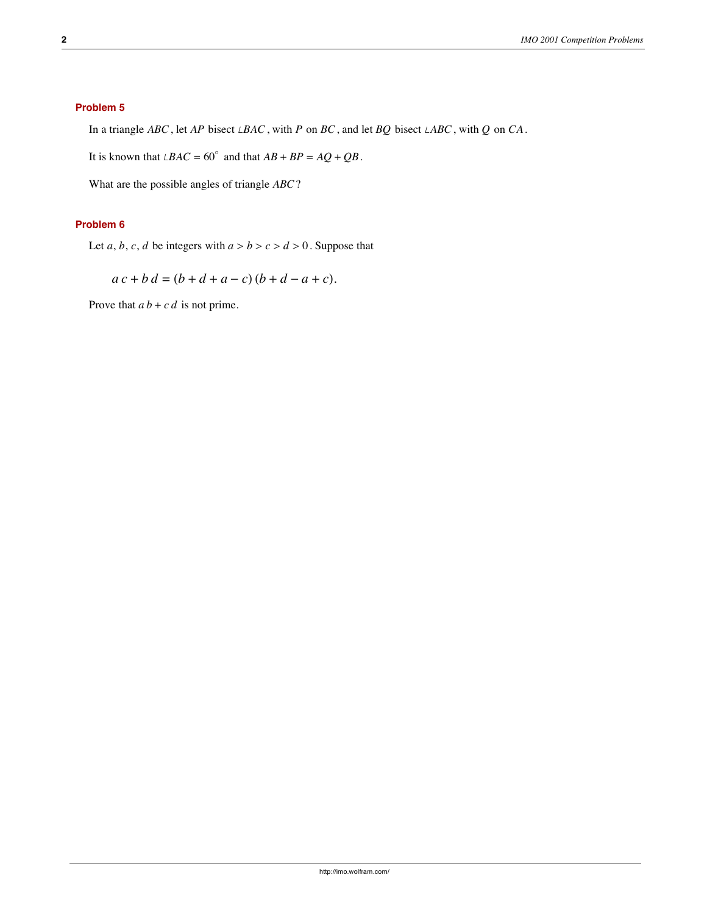### Problem 5

In a triangle $ABC$, let $AP$ bisect $\angle BAC$, with $P$ on $BC$, and let $BQ$ bisect $\angle ABC$, with $Q$ on $CA$.

It is known that $\angle BAC = 60^\circ$ and that $AB + BP = AQ + QB$.

What are the possible angles of triangle $ABC$?

### Problem 6

Let $a$, $b$, $c$, $d$ be integers with $a > b > c > d > 0$. Suppose that

$$a\,c + b\,d = (b + d + a - c)\,(b + d - a + c).$$

Prove that $a\,b + c\,d$ is not prime.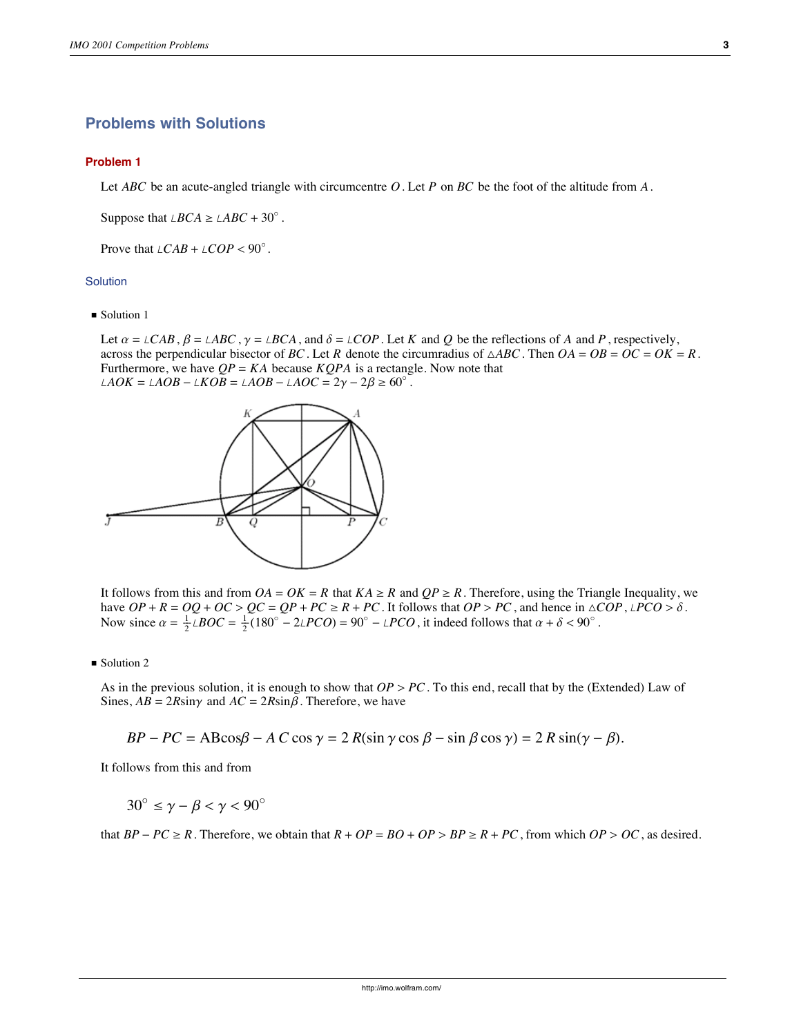# Problems with Solutions

## Problem 1

Let $ABC$ be an acute-angled triangle with circumcentre $O$. Let $P$ on $BC$ be the foot of the altitude from $A$.

Suppose that $\angle BCA \geq \angle ABC + 30^\circ$.

Prove that $\angle CAB + \angle COP < 90^\circ$.

### Solution

- Solution 1

Let $\alpha = \angle CAB$, $\beta = \angle ABC$, $\gamma = \angle BCA$, and $\delta = \angle COP$. Let $K$ and $Q$ be the reflections of $A$ and $P$, respectively, across the perpendicular bisector of $BC$. Let $R$ denote the circumradius of $\triangle ABC$. Then $OA = OB = OC = OK = R$. Furthermore, we have $QP = KA$ because $KQPA$ is a rectangle. Now note that $\angle AOK = \angle AOB - \angle KOB = \angle AOB - \angle AOC = 2\gamma - 2\beta \geq 60^\circ$.

It follows from this and from $OA = OK = R$ that $KA \geq R$ and $QP \geq R$. Therefore, using the Triangle Inequality, we have $OP + R = OQ + OC > QC = QP + PC \geq R + PC$. It follows that $OP > PC$, and hence in $\triangle COP$, $\angle PCO > \delta$. Now since $\alpha = \frac{1}{2}\angle BOC = \frac{1}{2}(180^\circ - 2\angle PCO) = 90^\circ - \angle PCO$, it indeed follows that $\alpha + \delta < 90^\circ$.

- Solution 2

As in the previous solution, it is enough to show that $OP > PC$. To this end, recall that by the (Extended) Law of Sines, $AB = 2R\sin\gamma$ and $AC = 2R\sin\beta$. Therefore, we have

$$BP - PC = AB\cos\beta - AC\cos\gamma = 2R(\sin\gamma\cos\beta - \sin\beta\cos\gamma) = 2R\sin(\gamma - \beta).$$

It follows from this and from

$$30^\circ \leq \gamma - \beta < \gamma < 90^\circ$$

that $BP - PC \geq R$. Therefore, we obtain that $R + OP = BO + OP > BP \geq R + PC$, from which $OP > OC$, as desired.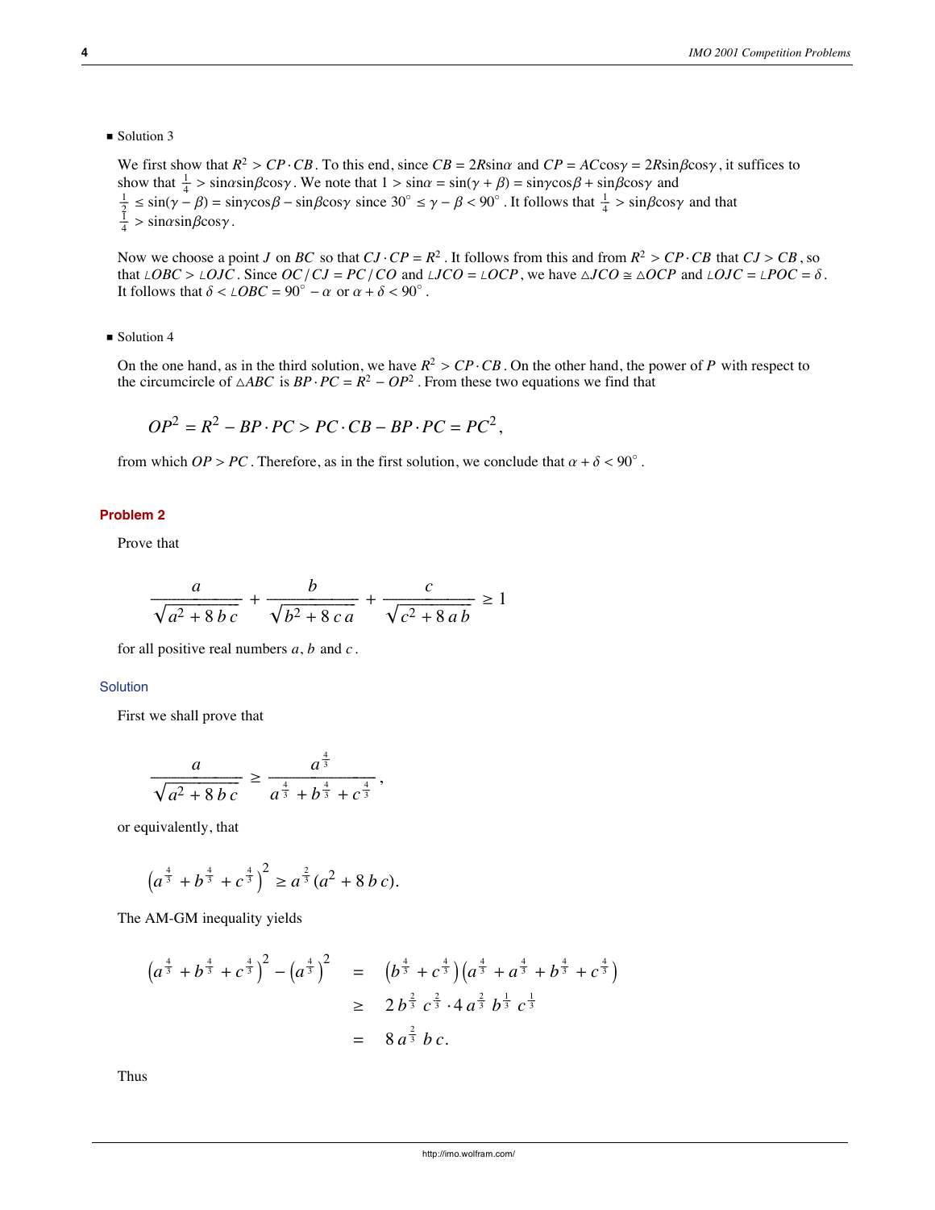■ Solution 3

We first show that $R^2 > CP \cdot CB$. To this end, since $CB = 2R\sin\alpha$ and $CP = AC\cos\gamma = 2R\sin\beta\cos\gamma$, it suffices to show that $\frac{1}{4} > \sin\alpha\sin\beta\cos\gamma$. We note that $1 > \sin\alpha = \sin(\gamma + \beta) = \sin\gamma\cos\beta + \sin\beta\cos\gamma$ and $\frac{1}{2} \leq \sin(\gamma - \beta) = \sin\gamma\cos\beta - \sin\beta\cos\gamma$ since $30^\circ \leq \gamma - \beta < 90^\circ$. It follows that $\frac{1}{4} > \sin\beta\cos\gamma$ and that $\frac{1}{4} > \sin\alpha\sin\beta\cos\gamma$.

Now we choose a point $J$ on $BC$ so that $CJ \cdot CP = R^2$. It follows from this and from $R^2 > CP \cdot CB$ that $CJ > CB$, so that $\angle OBC > \angle OJC$. Since $OC/CJ = PC/CO$ and $\angle JCO = \angle OCP$, we have $\triangle JCO \cong \triangle OCP$ and $\angle OJC = \angle POC = \delta$. It follows that $\delta < \angle OBC = 90^\circ - \alpha$ or $\alpha + \delta < 90^\circ$.

■ Solution 4

On the one hand, as in the third solution, we have $R^2 > CP \cdot CB$. On the other hand, the power of $P$ with respect to the circumcircle of $\triangle ABC$ is $BP \cdot PC = R^2 - OP^2$. From these two equations we find that

$$OP^2 = R^2 - BP \cdot PC > PC \cdot CB - BP \cdot PC = PC^2,$$

from which $OP > PC$. Therefore, as in the first solution, we conclude that $\alpha + \delta < 90^\circ$.

## Problem 2

Prove that

$$\frac{a}{\sqrt{a^2 + 8\,b\,c}} + \frac{b}{\sqrt{b^2 + 8\,c\,a}} + \frac{c}{\sqrt{c^2 + 8\,a\,b}} \geq 1$$

for all positive real numbers $a$, $b$ and $c$.

### Solution

First we shall prove that

$$\frac{a}{\sqrt{a^2 + 8\,b\,c}} \geq \frac{a^{\frac{4}{3}}}{a^{\frac{4}{3}} + b^{\frac{4}{3}} + c^{\frac{4}{3}}},$$

or equivalently, that

$$\left(a^{\frac{4}{3}} + b^{\frac{4}{3}} + c^{\frac{4}{3}}\right)^2 \geq a^{\frac{2}{3}}(a^2 + 8\,b\,c).$$

The AM-GM inequality yields

$$\begin{aligned}
\left(a^{\frac{4}{3}} + b^{\frac{4}{3}} + c^{\frac{4}{3}}\right)^2 - \left(a^{\frac{4}{3}}\right)^2 &= \left(b^{\frac{4}{3}} + c^{\frac{4}{3}}\right)\left(a^{\frac{4}{3}} + a^{\frac{4}{3}} + b^{\frac{4}{3}} + c^{\frac{4}{3}}\right) \\
&\geq 2\,b^{\frac{2}{3}}\,c^{\frac{2}{3}} \cdot 4\,a^{\frac{2}{3}}\,b^{\frac{1}{3}}\,c^{\frac{1}{3}} \\
&= 8\,a^{\frac{2}{3}}\,b\,c.
\end{aligned}$$

Thus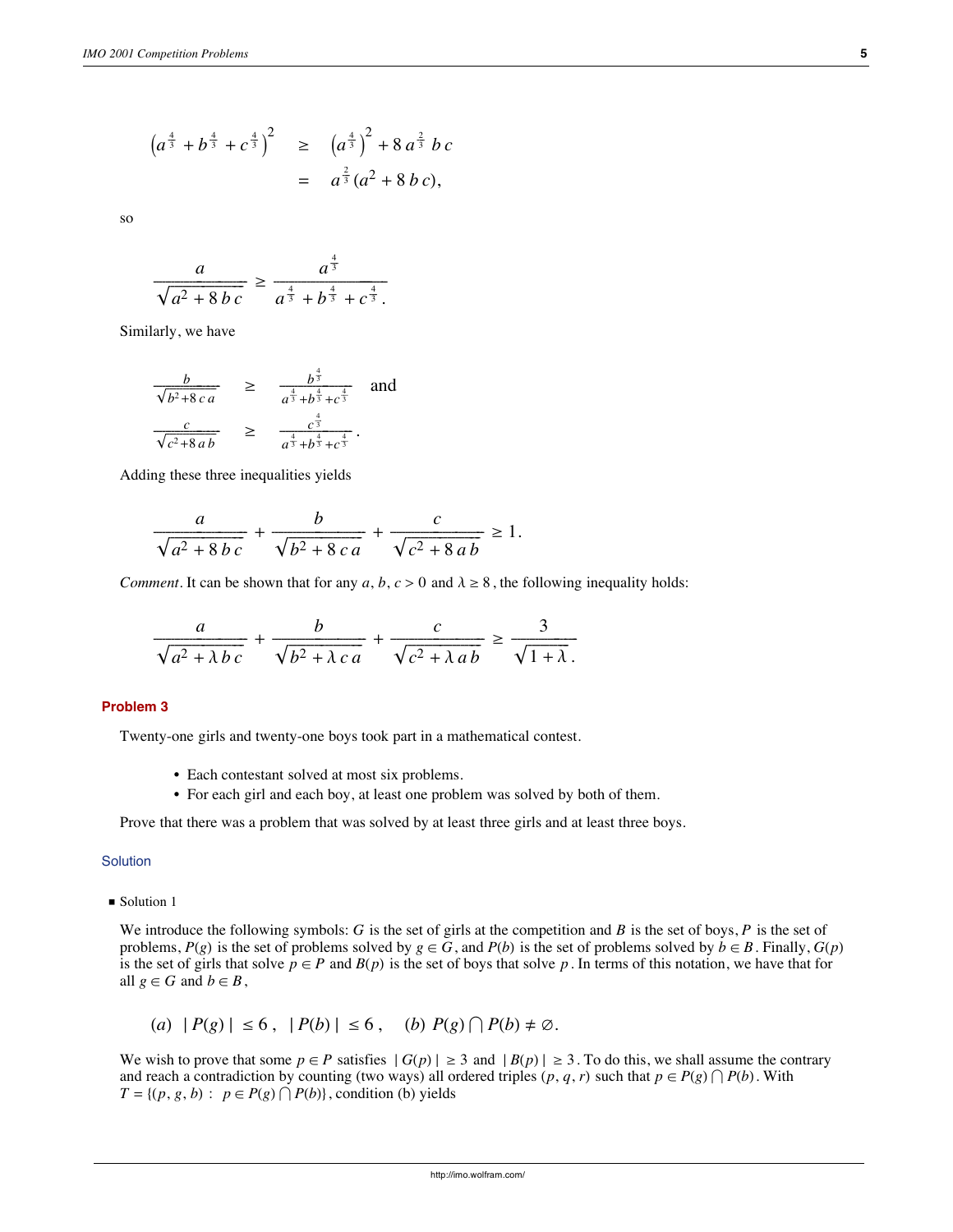$$
\begin{aligned}
\left(a^{\frac{4}{3}} + b^{\frac{4}{3}} + c^{\frac{4}{3}}\right)^2 &\geq \left(a^{\frac{4}{3}}\right)^2 + 8\, a^{\frac{2}{3}}\, b\, c \\
&= a^{\frac{2}{3}}(a^2 + 8\, b\, c),
\end{aligned}
$$

so

$$
\frac{a}{\sqrt{a^2 + 8\, b\, c}} \geq \frac{a^{\frac{4}{3}}}{a^{\frac{4}{3}} + b^{\frac{4}{3}} + c^{\frac{4}{3}}}.
$$

Similarly, we have

$$
\begin{aligned}
\frac{b}{\sqrt{b^2 + 8\, c\, a}} &\geq \frac{b^{\frac{4}{3}}}{a^{\frac{4}{3}} + b^{\frac{4}{3}} + c^{\frac{4}{3}}} \quad \text{and} \\
\frac{c}{\sqrt{c^2 + 8\, a\, b}} &\geq \frac{c^{\frac{4}{3}}}{a^{\frac{4}{3}} + b^{\frac{4}{3}} + c^{\frac{4}{3}}}.
\end{aligned}
$$

Adding these three inequalities yields

$$
\frac{a}{\sqrt{a^2 + 8\, b\, c}} + \frac{b}{\sqrt{b^2 + 8\, c\, a}} + \frac{c}{\sqrt{c^2 + 8\, a\, b}} \geq 1.
$$

*Comment*. It can be shown that for any $a, b, c > 0$ and $\lambda \geq 8$, the following inequality holds:

$$
\frac{a}{\sqrt{a^2 + \lambda\, b\, c}} + \frac{b}{\sqrt{b^2 + \lambda\, c\, a}} + \frac{c}{\sqrt{c^2 + \lambda\, a\, b}} \geq \frac{3}{\sqrt{1 + \lambda}}.
$$

### Problem 3

Twenty-one girls and twenty-one boys took part in a mathematical contest.

- Each contestant solved at most six problems.
- For each girl and each boy, at least one problem was solved by both of them.

Prove that there was a problem that was solved by at least three girls and at least three boys.

### Solution

- Solution 1

We introduce the following symbols: $G$ is the set of girls at the competition and $B$ is the set of boys, $P$ is the set of problems, $P(g)$ is the set of problems solved by $g \in G$, and $P(b)$ is the set of problems solved by $b \in B$. Finally, $G(p)$ is the set of girls that solve $p \in P$ and $B(p)$ is the set of boys that solve $p$. In terms of this notation, we have that for all $g \in G$ and $b \in B$,

$$
(a)\ \ |P(g)| \leq 6, \quad |P(b)| \leq 6, \qquad (b)\ \ P(g) \bigcap P(b) \neq \varnothing.
$$

We wish to prove that some $p \in P$ satisfies $|G(p)| \geq 3$ and $|B(p)| \geq 3$. To do this, we shall assume the contrary and reach a contradiction by counting (two ways) all ordered triples $(p, q, r)$ such that $p \in P(g) \bigcap P(b)$. With $T = \{(p, g, b) : \ p \in P(g) \bigcap P(b)\}$, condition (b) yields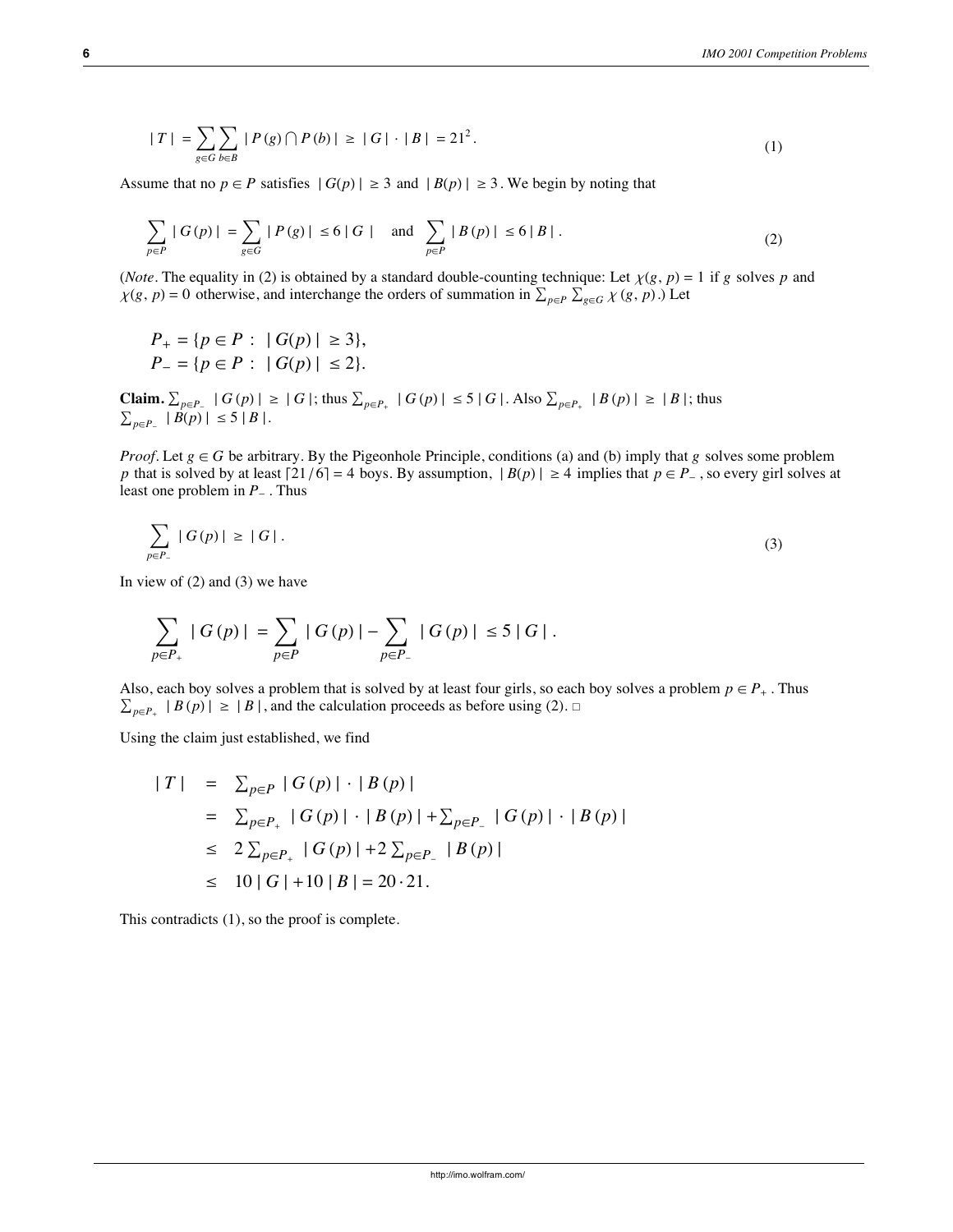$$| T | = \sum_{g \in G} \sum_{b \in B} | P(g) \bigcap P(b) | \geq | G | \cdot | B | = 21^2. \tag{1}$$

Assume that no $p \in P$ satisfies $| G(p) | \geq 3$ and $| B(p) | \geq 3$. We begin by noting that

$$\sum_{p \in P} | G(p) | = \sum_{g \in G} | P(g) | \leq 6 | G | \quad \text{and} \quad \sum_{p \in P} | B(p) | \leq 6 | B |. \tag{2}$$

(*Note*. The equality in (2) is obtained by a standard double-counting technique: Let $\chi(g, p) = 1$ if $g$ solves $p$ and $\chi(g, p) = 0$ otherwise, and interchange the orders of summation in $\sum_{p \in P} \sum_{g \in G} \chi(g, p)$.) Let

$$P_+ = \{p \in P : | G(p) | \geq 3\},$$
$$P_- = \{p \in P : | G(p) | \leq 2\}.$$

**Claim.** $\sum_{p \in P_-} | G(p) | \geq | G |$; thus $\sum_{p \in P_+} | G(p) | \leq 5 | G |$. Also $\sum_{p \in P_+} | B(p) | \geq | B |$; thus $\sum_{p \in P_-} | B(p) | \leq 5 | B |$.

*Proof*. Let $g \in G$ be arbitrary. By the Pigeonhole Principle, conditions (a) and (b) imply that $g$ solves some problem $p$ that is solved by at least $\lceil 21/6 \rceil = 4$ boys. By assumption, $| B(p) | \geq 4$ implies that $p \in P_-$, so every girl solves at least one problem in $P_-$. Thus

$$\sum_{p \in P_-} | G(p) | \geq | G |. \tag{3}$$

In view of (2) and (3) we have

$$\sum_{p \in P_+} | G(p) | = \sum_{p \in P} | G(p) | - \sum_{p \in P_-} | G(p) | \leq 5 | G |.$$

Also, each boy solves a problem that is solved by at least four girls, so each boy solves a problem $p \in P_+$. Thus $\sum_{p \in P_+} | B(p) | \geq | B |$, and the calculation proceeds as before using (2). □

Using the claim just established, we find

$$\begin{aligned}
| T | &= \sum_{p \in P} | G(p) | \cdot | B(p) | \\
&= \sum_{p \in P_+} | G(p) | \cdot | B(p) | + \sum_{p \in P_-} | G(p) | \cdot | B(p) | \\
&\leq 2 \sum_{p \in P_+} | G(p) | + 2 \sum_{p \in P_-} | B(p) | \\
&\leq 10 | G | + 10 | B | = 20 \cdot 21.
\end{aligned}$$

This contradicts (1), so the proof is complete.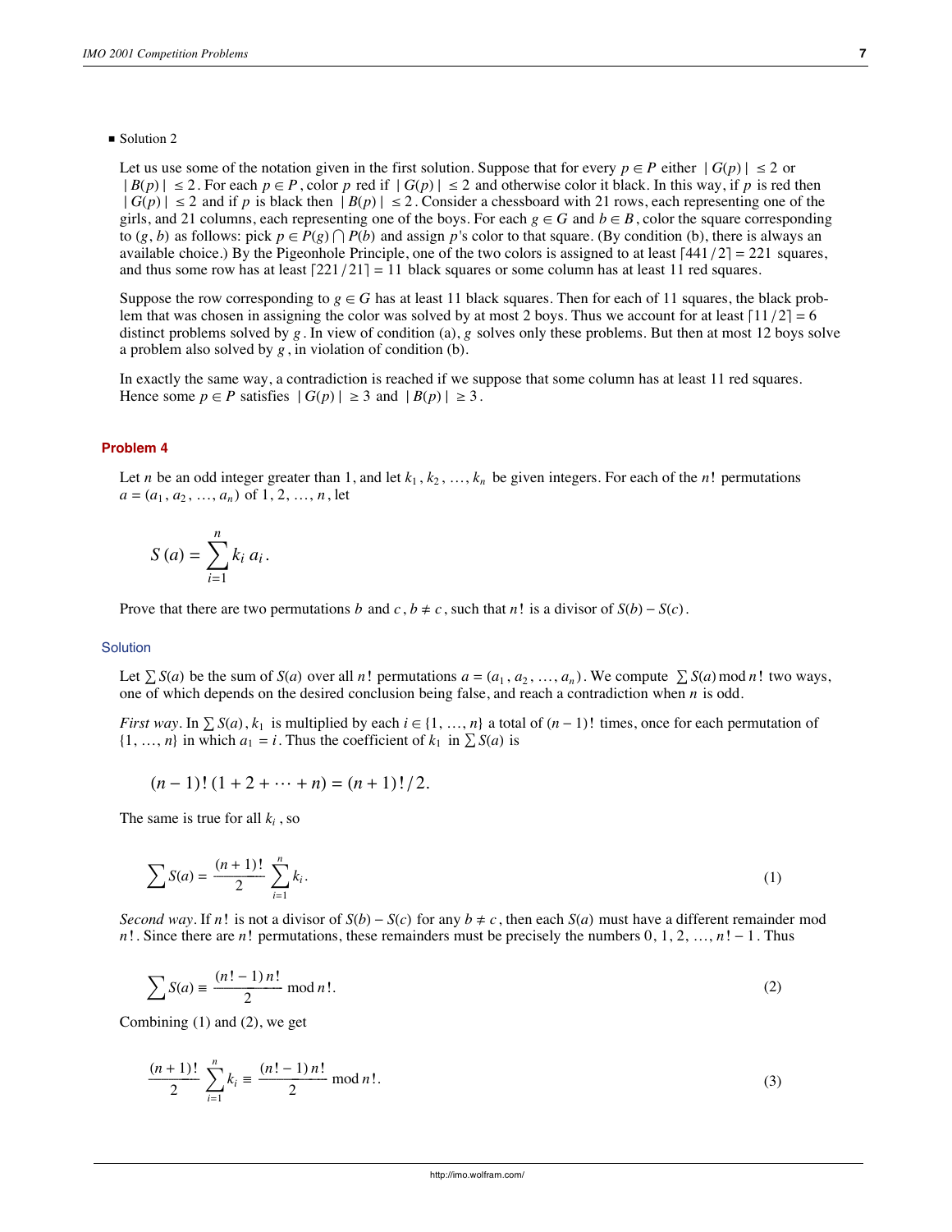■ Solution 2

Let us use some of the notation given in the first solution. Suppose that for every $p \in P$ either $|G(p)| \le 2$ or $|B(p)| \le 2$. For each $p \in P$, color $p$ red if $|G(p)| \le 2$ and otherwise color it black. In this way, if $p$ is red then $|G(p)| \le 2$ and if $p$ is black then $|B(p)| \le 2$. Consider a chessboard with 21 rows, each representing one of the girls, and 21 columns, each representing one of the boys. For each $g \in G$ and $b \in B$, color the square corresponding to $(g, b)$ as follows: pick $p \in P(g) \cap P(b)$ and assign $p$'s color to that square. (By condition (b), there is always an available choice.) By the Pigeonhole Principle, one of the two colors is assigned to at least $\lceil 441/2 \rceil = 221$ squares, and thus some row has at least $\lceil 221/21 \rceil = 11$ black squares or some column has at least 11 red squares.

Suppose the row corresponding to $g \in G$ has at least 11 black squares. Then for each of 11 squares, the black problem that was chosen in assigning the color was solved by at most 2 boys. Thus we account for at least $\lceil 11/2 \rceil = 6$ distinct problems solved by $g$. In view of condition (a), $g$ solves only these problems. But then at most 12 boys solve a problem also solved by $g$, in violation of condition (b).

In exactly the same way, a contradiction is reached if we suppose that some column has at least 11 red squares. Hence some $p \in P$ satisfies $|G(p)| \ge 3$ and $|B(p)| \ge 3$.

## Problem 4

Let $n$ be an odd integer greater than 1, and let $k_1, k_2, \ldots, k_n$ be given integers. For each of the $n!$ permutations $a = (a_1, a_2, \ldots, a_n)$ of $1, 2, \ldots, n$, let

$$S(a) = \sum_{i=1}^{n} k_i \, a_i.$$

Prove that there are two permutations $b$ and $c$, $b \ne c$, such that $n!$ is a divisor of $S(b) - S(c)$.

### Solution

Let $\sum S(a)$ be the sum of $S(a)$ over all $n!$ permutations $a = (a_1, a_2, \ldots, a_n)$. We compute $\sum S(a) \bmod n!$ two ways, one of which depends on the desired conclusion being false, and reach a contradiction when $n$ is odd.

*First way*. In $\sum S(a)$, $k_1$ is multiplied by each $i \in \{1, \ldots, n\}$ a total of $(n-1)!$ times, once for each permutation of $\{1, \ldots, n\}$ in which $a_1 = i$. Thus the coefficient of $k_1$ in $\sum S(a)$ is

$$(n-1)!\,(1 + 2 + \cdots + n) = (n+1)!/2.$$

The same is true for all $k_i$, so

$$\sum S(a) = \frac{(n+1)!}{2} \sum_{i=1}^{n} k_i. \tag{1}$$

*Second way*. If $n!$ is not a divisor of $S(b) - S(c)$ for any $b \ne c$, then each $S(a)$ must have a different remainder mod $n!$. Since there are $n!$ permutations, these remainders must be precisely the numbers $0, 1, 2, \ldots, n! - 1$. Thus

$$\sum S(a) \equiv \frac{(n! - 1)\, n!}{2} \bmod n!. \tag{2}$$

Combining (1) and (2), we get

$$\frac{(n+1)!}{2} \sum_{i=1}^{n} k_i \equiv \frac{(n! - 1)\, n!}{2} \bmod n!. \tag{3}$$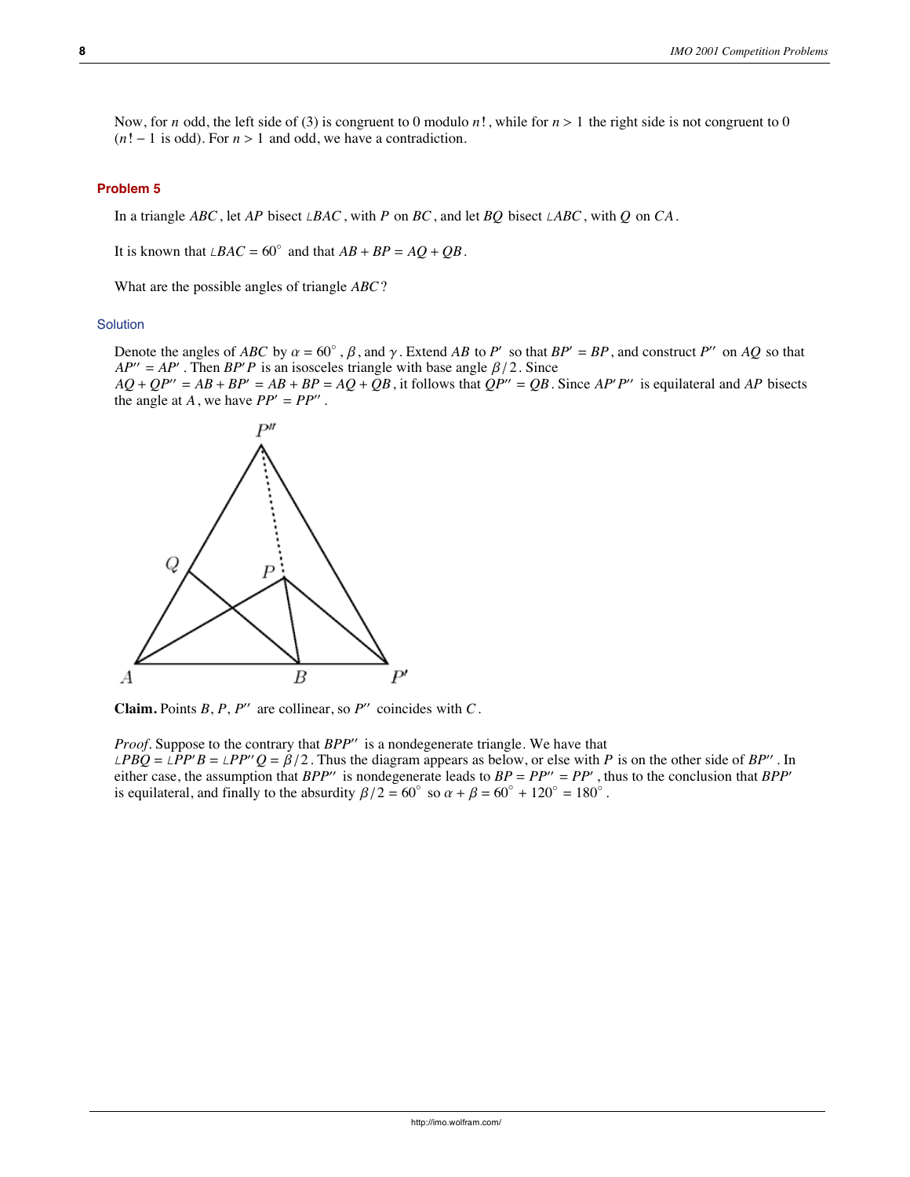Now, for $n$ odd, the left side of (3) is congruent to 0 modulo $n!$, while for $n > 1$ the right side is not congruent to 0 ($n! - 1$ is odd). For $n > 1$ and odd, we have a contradiction.

## Problem 5

In a triangle $ABC$, let $AP$ bisect $\angle BAC$, with $P$ on $BC$, and let $BQ$ bisect $\angle ABC$, with $Q$ on $CA$.

It is known that $\angle BAC = 60^\circ$ and that $AB + BP = AQ + QB$.

What are the possible angles of triangle $ABC$?

### Solution

Denote the angles of $ABC$ by $\alpha = 60^\circ$, $\beta$, and $\gamma$. Extend $AB$ to $P'$ so that $BP' = BP$, and construct $P''$ on $AQ$ so that $AP'' = AP'$. Then $BP'P$ is an isosceles triangle with base angle $\beta/2$. Since $AQ + QP'' = AB + BP' = AB + BP = AQ + QB$, it follows that $QP'' = QB$. Since $AP'P''$ is equilateral and $AP$ bisects the angle at $A$, we have $PP' = PP''$.

**Claim.** Points $B$, $P$, $P''$ are collinear, so $P''$ coincides with $C$.

*Proof*. Suppose to the contrary that $BPP''$ is a nondegenerate triangle. We have that $\angle PBQ = \angle PP'B = \angle PP''Q = \beta/2$. Thus the diagram appears as below, or else with $P$ is on the other side of $BP''$. In either case, the assumption that $BPP''$ is nondegenerate leads to $BP = PP'' = PP'$, thus to the conclusion that $BPP'$ is equilateral, and finally to the absurdity $\beta/2 = 60^\circ$ so $\alpha + \beta = 60^\circ + 120^\circ = 180^\circ$.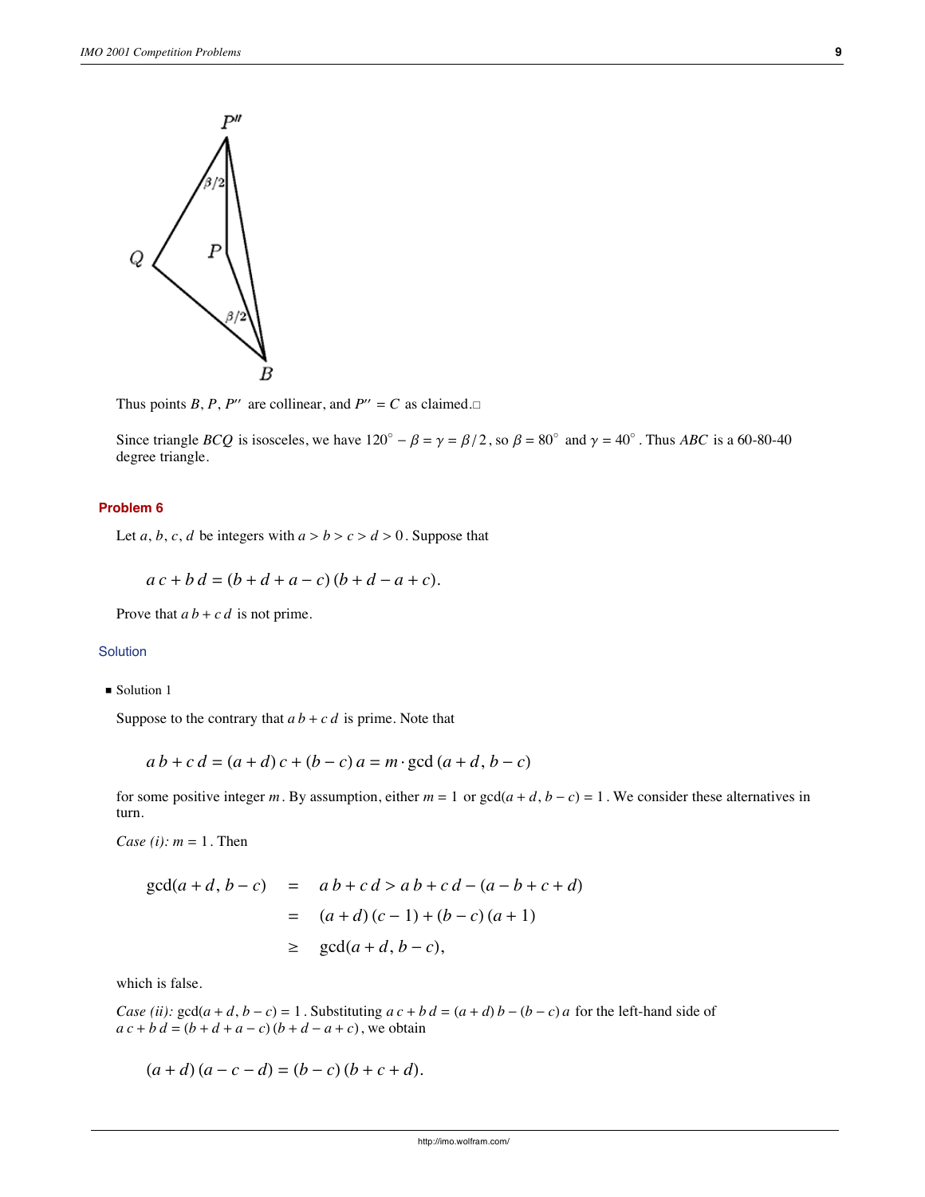Thus points $B$, $P$, $P''$ are collinear, and $P'' = C$ as claimed.□

Since triangle $BCQ$ is isosceles, we have $120^\circ - \beta = \gamma = \beta/2$, so $\beta = 80^\circ$ and $\gamma = 40^\circ$. Thus $ABC$ is a 60-80-40 degree triangle.

### Problem 6

Let $a, b, c, d$ be integers with $a > b > c > d > 0$. Suppose that

$$a\,c + b\,d = (b + d + a - c)\,(b + d - a + c).$$

Prove that $a\,b + c\,d$ is not prime.

### Solution

- Solution 1

Suppose to the contrary that $a\,b + c\,d$ is prime. Note that

$$a\,b + c\,d = (a + d)\,c + (b - c)\,a = m \cdot \gcd(a + d, b - c)$$

for some positive integer $m$. By assumption, either $m = 1$ or $\gcd(a + d, b - c) = 1$. We consider these alternatives in turn.

*Case (i):* $m = 1$. Then

$$\begin{aligned} \gcd(a + d, b - c) &= a\,b + c\,d > a\,b + c\,d - (a - b + c + d) \\ &= (a + d)\,(c - 1) + (b - c)\,(a + 1) \\ &\geq \gcd(a + d, b - c), \end{aligned}$$

which is false.

*Case (ii):* $\gcd(a + d, b - c) = 1$. Substituting $a\,c + b\,d = (a + d)\,b - (b - c)\,a$ for the left-hand side of $a\,c + b\,d = (b + d + a - c)\,(b + d - a + c)$, we obtain

$$(a + d)\,(a - c - d) = (b - c)\,(b + c + d).$$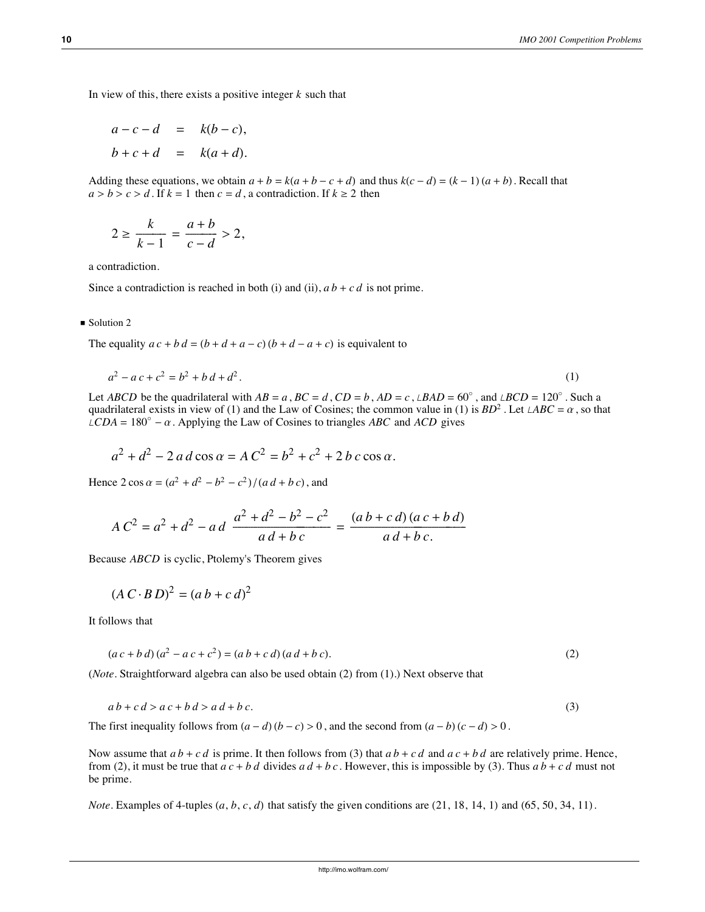In view of this, there exists a positive integer $k$ such that

$$\begin{aligned} a - c - d &= k(b - c), \\ b + c + d &= k(a + d). \end{aligned}$$

Adding these equations, we obtain $a + b = k(a + b - c + d)$ and thus $k(c - d) = (k - 1)(a + b)$. Recall that $a > b > c > d$. If $k = 1$ then $c = d$, a contradiction. If $k \geq 2$ then

$$2 \geq \frac{k}{k - 1} = \frac{a + b}{c - d} > 2,$$

a contradiction.

Since a contradiction is reached in both (i) and (ii), $a b + c d$ is not prime.

■ Solution 2

The equality $a c + b d = (b + d + a - c)(b + d - a + c)$ is equivalent to

$$a^2 - a c + c^2 = b^2 + b d + d^2. \tag{1}$$

Let $ABCD$ be the quadrilateral with $AB = a$, $BC = d$, $CD = b$, $AD = c$, $\angle BAD = 60^\circ$, and $\angle BCD = 120^\circ$. Such a quadrilateral exists in view of (1) and the Law of Cosines; the common value in (1) is $BD^2$. Let $\angle ABC = \alpha$, so that $\angle CDA = 180^\circ - \alpha$. Applying the Law of Cosines to triangles $ABC$ and $ACD$ gives

$$a^2 + d^2 - 2 a d \cos \alpha = A C^2 = b^2 + c^2 + 2 b c \cos \alpha.$$

Hence $2 \cos \alpha = (a^2 + d^2 - b^2 - c^2)/(a d + b c)$, and

$$A C^2 = a^2 + d^2 - a d \, \frac{a^2 + d^2 - b^2 - c^2}{a d + b c} = \frac{(a b + c d)(a c + b d)}{a d + b c.}$$

Because $ABCD$ is cyclic, Ptolemy's Theorem gives

$$(A C \cdot B D)^2 = (a b + c d)^2$$

It follows that

$$(a c + b d)(a^2 - a c + c^2) = (a b + c d)(a d + b c). \tag{2}$$

(*Note*. Straightforward algebra can also be used obtain (2) from (1).) Next observe that

$$a b + c d > a c + b d > a d + b c. \tag{3}$$

The first inequality follows from $(a - d)(b - c) > 0$, and the second from $(a - b)(c - d) > 0$.

Now assume that $a b + c d$ is prime. It then follows from (3) that $a b + c d$ and $a c + b d$ are relatively prime. Hence, from (2), it must be true that $a c + b d$ divides $a d + b c$. However, this is impossible by (3). Thus $a b + c d$ must not be prime.

*Note*. Examples of 4-tuples $(a, b, c, d)$ that satisfy the given conditions are $(21, 18, 14, 1)$ and $(65, 50, 34, 11)$.